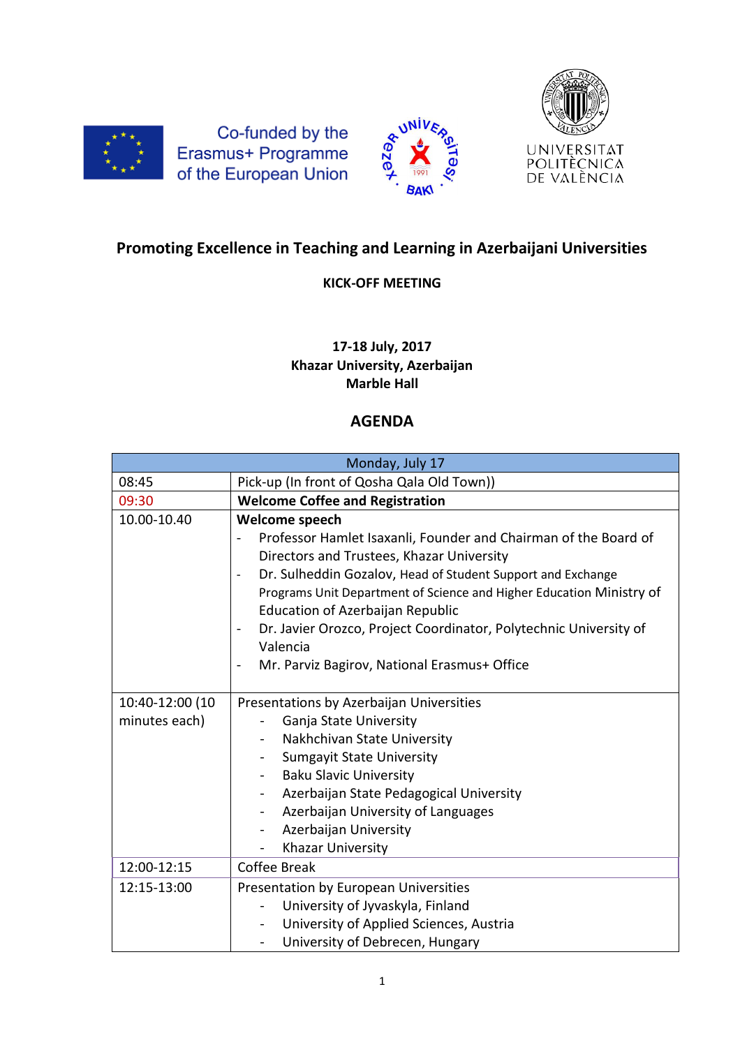Co-funded by the Erasmus+ Programme of the European Union

UNIVERSITAT POLITÈCNICA DE VALÈNCIA

# Promoting Excellence in Teaching and Learning in Azerbaijani Universities

**KICK-OFF MEETING**

**17-18 July, 2017**
**Khazar University, Azerbaijan**
**Marble Hall**

## AGENDA

| Monday, July 17 | |
|---|---|
| 08:45 | Pick-up (In front of Qosha Qala Old Town)) |
| 09:30 | **Welcome Coffee and Registration** |
| 10.00-10.40 | **Welcome speech**<br>- Professor Hamlet Isaxanli, Founder and Chairman of the Board of Directors and Trustees, Khazar University<br>- Dr. Sulheddin Gozalov, Head of Student Support and Exchange Programs Unit Department of Science and Higher Education Ministry of Education of Azerbaijan Republic<br>- Dr. Javier Orozco, Project Coordinator, Polytechnic University of Valencia<br>- Mr. Parviz Bagirov, National Erasmus+ Office |
| 10:40-12:00 (10 minutes each) | Presentations by Azerbaijan Universities<br>- Ganja State University<br>- Nakhchivan State University<br>- Sumgayit State University<br>- Baku Slavic University<br>- Azerbaijan State Pedagogical University<br>- Azerbaijan University of Languages<br>- Azerbaijan University<br>- Khazar University |
| 12:00-12:15 | Coffee Break |
| 12:15-13:00 | Presentation by European Universities<br>- University of Jyvaskyla, Finland<br>- University of Applied Sciences, Austria<br>- University of Debrecen, Hungary |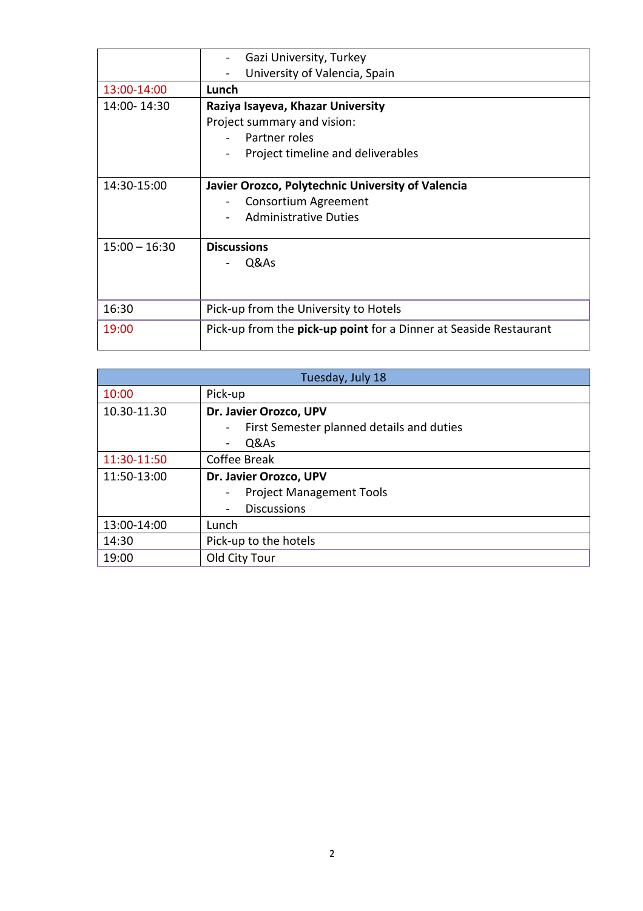| | |
|---|---|
| | - Gazi University, Turkey<br>- University of Valencia, Spain |
| 13:00-14:00 | **Lunch** |
| 14:00- 14:30 | **Raziya Isayeva, Khazar University**<br>Project summary and vision:<br>- Partner roles<br>- Project timeline and deliverables |
| 14:30-15:00 | **Javier Orozco, Polytechnic University of Valencia**<br>- Consortium Agreement<br>- Administrative Duties |
| 15:00 – 16:30 | **Discussions**<br>- Q&As |
| 16:30 | Pick-up from the University to Hotels |
| 19:00 | Pick-up from the **pick-up point** for a Dinner at Seaside Restaurant |

| Tuesday, July 18 | |
|---|---|
| 10:00 | Pick-up |
| 10.30-11.30 | **Dr. Javier Orozco, UPV**<br>- First Semester planned details and duties<br>- Q&As |
| 11:30-11:50 | Coffee Break |
| 11:50-13:00 | **Dr. Javier Orozco, UPV**<br>- Project Management Tools<br>- Discussions |
| 13:00-14:00 | Lunch |
| 14:30 | Pick-up to the hotels |
| 19:00 | Old City Tour |